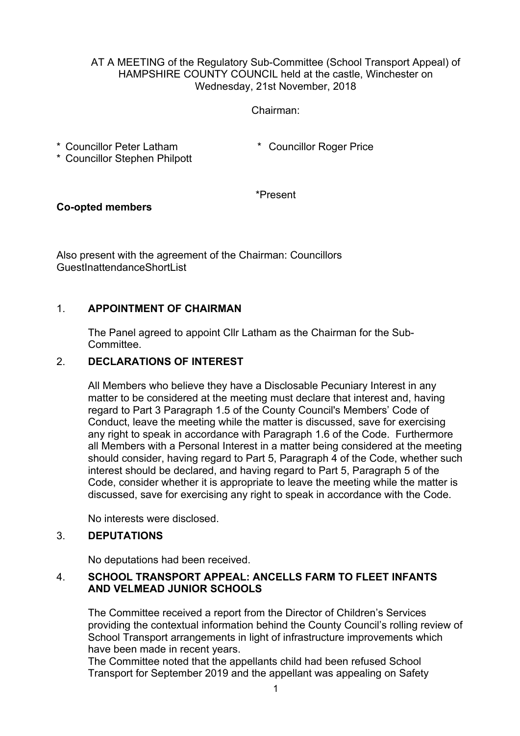AT A MEETING of the Regulatory Sub-Committee (School Transport Appeal) of HAMPSHIRE COUNTY COUNCIL held at the castle, Winchester on Wednesday, 21st November, 2018

Chairman:

\* Councillor Peter Latham
\* Councillor Stephen Philpott
\* Councillor Roger Price

\*Present

**Co-opted members**

Also present with the agreement of the Chairman: Councillors GuestInattendanceShortList

## 1. APPOINTMENT OF CHAIRMAN

The Panel agreed to appoint Cllr Latham as the Chairman for the Sub-Committee.

## 2. DECLARATIONS OF INTEREST

All Members who believe they have a Disclosable Pecuniary Interest in any matter to be considered at the meeting must declare that interest and, having regard to Part 3 Paragraph 1.5 of the County Council's Members' Code of Conduct, leave the meeting while the matter is discussed, save for exercising any right to speak in accordance with Paragraph 1.6 of the Code. Furthermore all Members with a Personal Interest in a matter being considered at the meeting should consider, having regard to Part 5, Paragraph 4 of the Code, whether such interest should be declared, and having regard to Part 5, Paragraph 5 of the Code, consider whether it is appropriate to leave the meeting while the matter is discussed, save for exercising any right to speak in accordance with the Code.

No interests were disclosed.

## 3. DEPUTATIONS

No deputations had been received.

## 4. SCHOOL TRANSPORT APPEAL: ANCELLS FARM TO FLEET INFANTS AND VELMEAD JUNIOR SCHOOLS

The Committee received a report from the Director of Children's Services providing the contextual information behind the County Council's rolling review of School Transport arrangements in light of infrastructure improvements which have been made in recent years.

The Committee noted that the appellants child had been refused School Transport for September 2019 and the appellant was appealing on Safety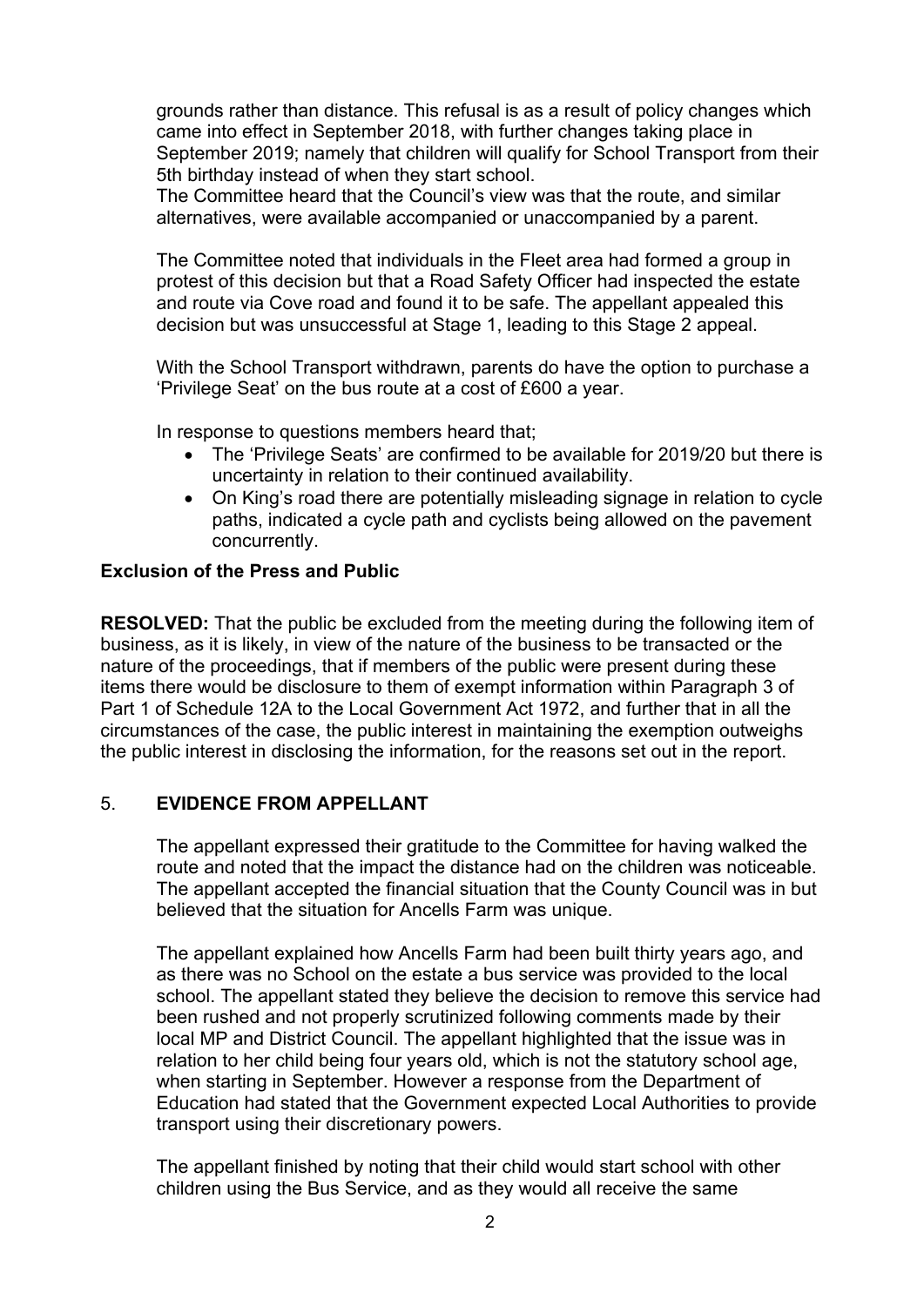grounds rather than distance. This refusal is as a result of policy changes which came into effect in September 2018, with further changes taking place in September 2019; namely that children will qualify for School Transport from their 5th birthday instead of when they start school.
The Committee heard that the Council's view was that the route, and similar alternatives, were available accompanied or unaccompanied by a parent.

The Committee noted that individuals in the Fleet area had formed a group in protest of this decision but that a Road Safety Officer had inspected the estate and route via Cove road and found it to be safe. The appellant appealed this decision but was unsuccessful at Stage 1, leading to this Stage 2 appeal.

With the School Transport withdrawn, parents do have the option to purchase a 'Privilege Seat' on the bus route at a cost of £600 a year.

In response to questions members heard that;

- The 'Privilege Seats' are confirmed to be available for 2019/20 but there is uncertainty in relation to their continued availability.
- On King's road there are potentially misleading signage in relation to cycle paths, indicated a cycle path and cyclists being allowed on the pavement concurrently.

**Exclusion of the Press and Public**

**RESOLVED:** That the public be excluded from the meeting during the following item of business, as it is likely, in view of the nature of the business to be transacted or the nature of the proceedings, that if members of the public were present during these items there would be disclosure to them of exempt information within Paragraph 3 of Part 1 of Schedule 12A to the Local Government Act 1972, and further that in all the circumstances of the case, the public interest in maintaining the exemption outweighs the public interest in disclosing the information, for the reasons set out in the report.

5. **EVIDENCE FROM APPELLANT**

The appellant expressed their gratitude to the Committee for having walked the route and noted that the impact the distance had on the children was noticeable. The appellant accepted the financial situation that the County Council was in but believed that the situation for Ancells Farm was unique.

The appellant explained how Ancells Farm had been built thirty years ago, and as there was no School on the estate a bus service was provided to the local school. The appellant stated they believe the decision to remove this service had been rushed and not properly scrutinized following comments made by their local MP and District Council. The appellant highlighted that the issue was in relation to her child being four years old, which is not the statutory school age, when starting in September. However a response from the Department of Education had stated that the Government expected Local Authorities to provide transport using their discretionary powers.

The appellant finished by noting that their child would start school with other children using the Bus Service, and as they would all receive the same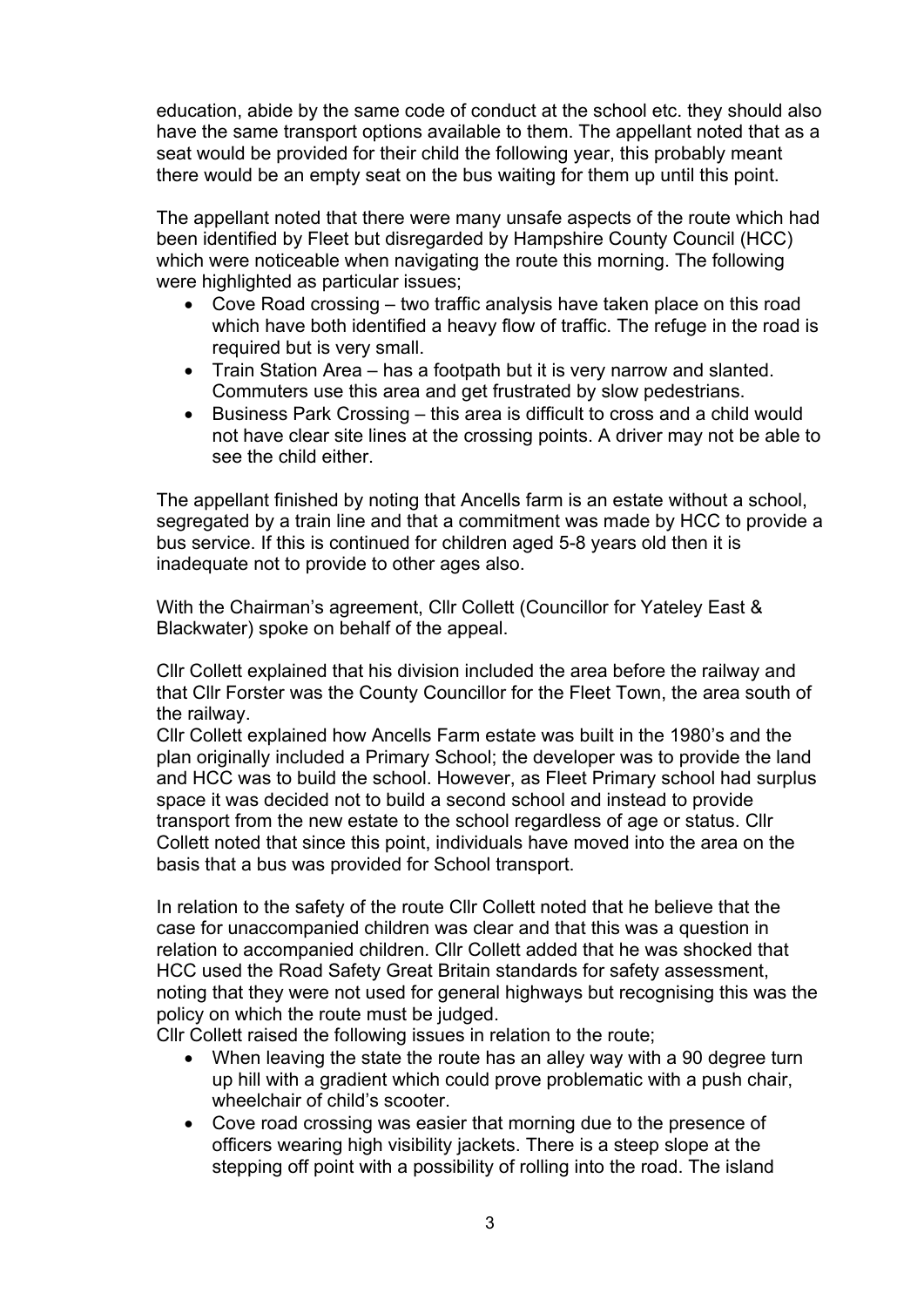education, abide by the same code of conduct at the school etc. they should also have the same transport options available to them. The appellant noted that as a seat would be provided for their child the following year, this probably meant there would be an empty seat on the bus waiting for them up until this point.

The appellant noted that there were many unsafe aspects of the route which had been identified by Fleet but disregarded by Hampshire County Council (HCC) which were noticeable when navigating the route this morning. The following were highlighted as particular issues;

- Cove Road crossing – two traffic analysis have taken place on this road which have both identified a heavy flow of traffic. The refuge in the road is required but is very small.
- Train Station Area – has a footpath but it is very narrow and slanted. Commuters use this area and get frustrated by slow pedestrians.
- Business Park Crossing – this area is difficult to cross and a child would not have clear site lines at the crossing points. A driver may not be able to see the child either.

The appellant finished by noting that Ancells farm is an estate without a school, segregated by a train line and that a commitment was made by HCC to provide a bus service. If this is continued for children aged 5-8 years old then it is inadequate not to provide to other ages also.

With the Chairman's agreement, Cllr Collett (Councillor for Yateley East & Blackwater) spoke on behalf of the appeal.

Cllr Collett explained that his division included the area before the railway and that Cllr Forster was the County Councillor for the Fleet Town, the area south of the railway.

Cllr Collett explained how Ancells Farm estate was built in the 1980's and the plan originally included a Primary School; the developer was to provide the land and HCC was to build the school. However, as Fleet Primary school had surplus space it was decided not to build a second school and instead to provide transport from the new estate to the school regardless of age or status. Cllr Collett noted that since this point, individuals have moved into the area on the basis that a bus was provided for School transport.

In relation to the safety of the route Cllr Collett noted that he believe that the case for unaccompanied children was clear and that this was a question in relation to accompanied children. Cllr Collett added that he was shocked that HCC used the Road Safety Great Britain standards for safety assessment, noting that they were not used for general highways but recognising this was the policy on which the route must be judged.

Cllr Collett raised the following issues in relation to the route;

- When leaving the state the route has an alley way with a 90 degree turn up hill with a gradient which could prove problematic with a push chair, wheelchair of child's scooter.
- Cove road crossing was easier that morning due to the presence of officers wearing high visibility jackets. There is a steep slope at the stepping off point with a possibility of rolling into the road. The island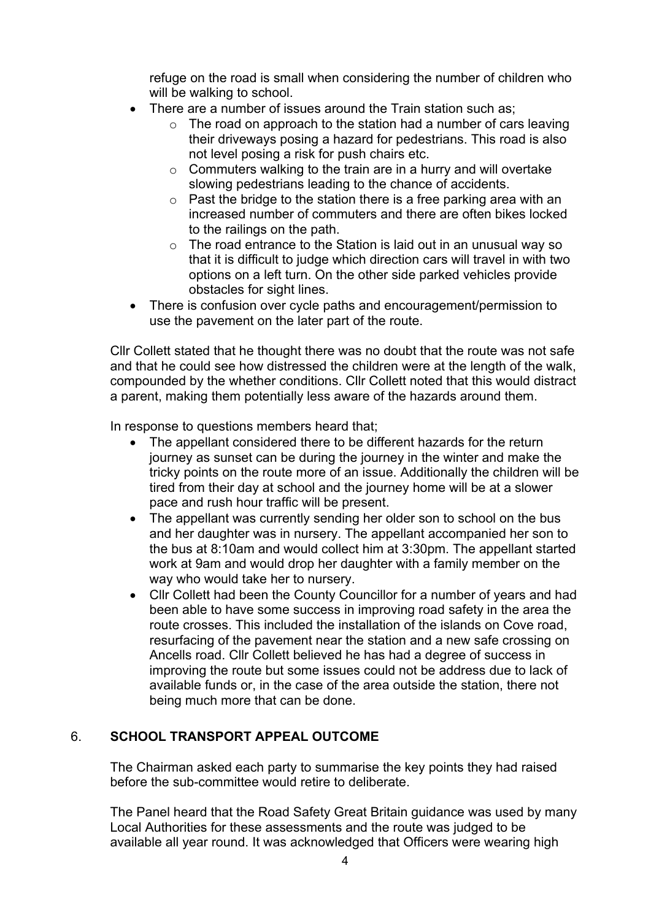refuge on the road is small when considering the number of children who will be walking to school.

- There are a number of issues around the Train station such as;
    - The road on approach to the station had a number of cars leaving their driveways posing a hazard for pedestrians. This road is also not level posing a risk for push chairs etc.
    - Commuters walking to the train are in a hurry and will overtake slowing pedestrians leading to the chance of accidents.
    - Past the bridge to the station there is a free parking area with an increased number of commuters and there are often bikes locked to the railings on the path.
    - The road entrance to the Station is laid out in an unusual way so that it is difficult to judge which direction cars will travel in with two options on a left turn. On the other side parked vehicles provide obstacles for sight lines.
- There is confusion over cycle paths and encouragement/permission to use the pavement on the later part of the route.

Cllr Collett stated that he thought there was no doubt that the route was not safe and that he could see how distressed the children were at the length of the walk, compounded by the whether conditions. Cllr Collett noted that this would distract a parent, making them potentially less aware of the hazards around them.

In response to questions members heard that;

- The appellant considered there to be different hazards for the return journey as sunset can be during the journey in the winter and make the tricky points on the route more of an issue. Additionally the children will be tired from their day at school and the journey home will be at a slower pace and rush hour traffic will be present.
- The appellant was currently sending her older son to school on the bus and her daughter was in nursery. The appellant accompanied her son to the bus at 8:10am and would collect him at 3:30pm. The appellant started work at 9am and would drop her daughter with a family member on the way who would take her to nursery.
- Cllr Collett had been the County Councillor for a number of years and had been able to have some success in improving road safety in the area the route crosses. This included the installation of the islands on Cove road, resurfacing of the pavement near the station and a new safe crossing on Ancells road. Cllr Collett believed he has had a degree of success in improving the route but some issues could not be address due to lack of available funds or, in the case of the area outside the station, there not being much more that can be done.

## 6. SCHOOL TRANSPORT APPEAL OUTCOME

The Chairman asked each party to summarise the key points they had raised before the sub-committee would retire to deliberate.

The Panel heard that the Road Safety Great Britain guidance was used by many Local Authorities for these assessments and the route was judged to be available all year round. It was acknowledged that Officers were wearing high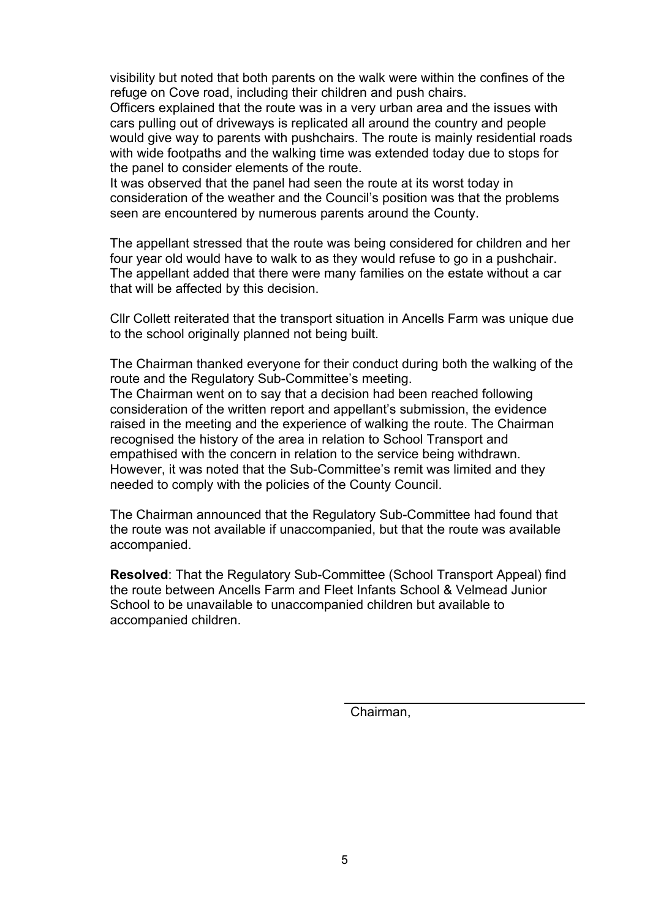visibility but noted that both parents on the walk were within the confines of the refuge on Cove road, including their children and push chairs.
Officers explained that the route was in a very urban area and the issues with cars pulling out of driveways is replicated all around the country and people would give way to parents with pushchairs. The route is mainly residential roads with wide footpaths and the walking time was extended today due to stops for the panel to consider elements of the route.
It was observed that the panel had seen the route at its worst today in consideration of the weather and the Council's position was that the problems seen are encountered by numerous parents around the County.

The appellant stressed that the route was being considered for children and her four year old would have to walk to as they would refuse to go in a pushchair. The appellant added that there were many families on the estate without a car that will be affected by this decision.

Cllr Collett reiterated that the transport situation in Ancells Farm was unique due to the school originally planned not being built.

The Chairman thanked everyone for their conduct during both the walking of the route and the Regulatory Sub-Committee's meeting.
The Chairman went on to say that a decision had been reached following consideration of the written report and appellant's submission, the evidence raised in the meeting and the experience of walking the route. The Chairman recognised the history of the area in relation to School Transport and empathised with the concern in relation to the service being withdrawn. However, it was noted that the Sub-Committee's remit was limited and they needed to comply with the policies of the County Council.

The Chairman announced that the Regulatory Sub-Committee had found that the route was not available if unaccompanied, but that the route was available accompanied.

**Resolved**: That the Regulatory Sub-Committee (School Transport Appeal) find the route between Ancells Farm and Fleet Infants School & Velmead Junior School to be unavailable to unaccompanied children but available to accompanied children.

Chairman,